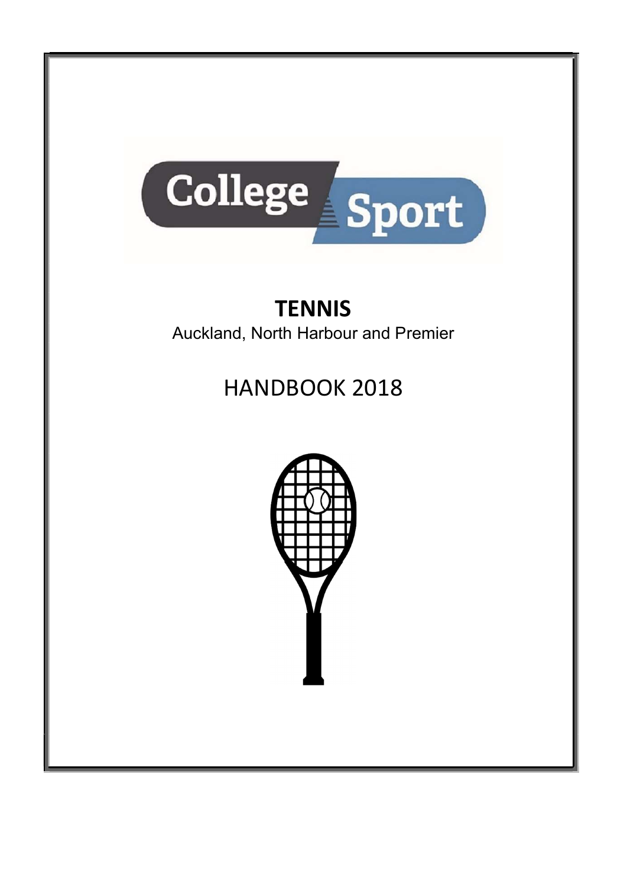College Sport

# TENNIS

Auckland, North Harbour and Premier

# HANDBOOK 2018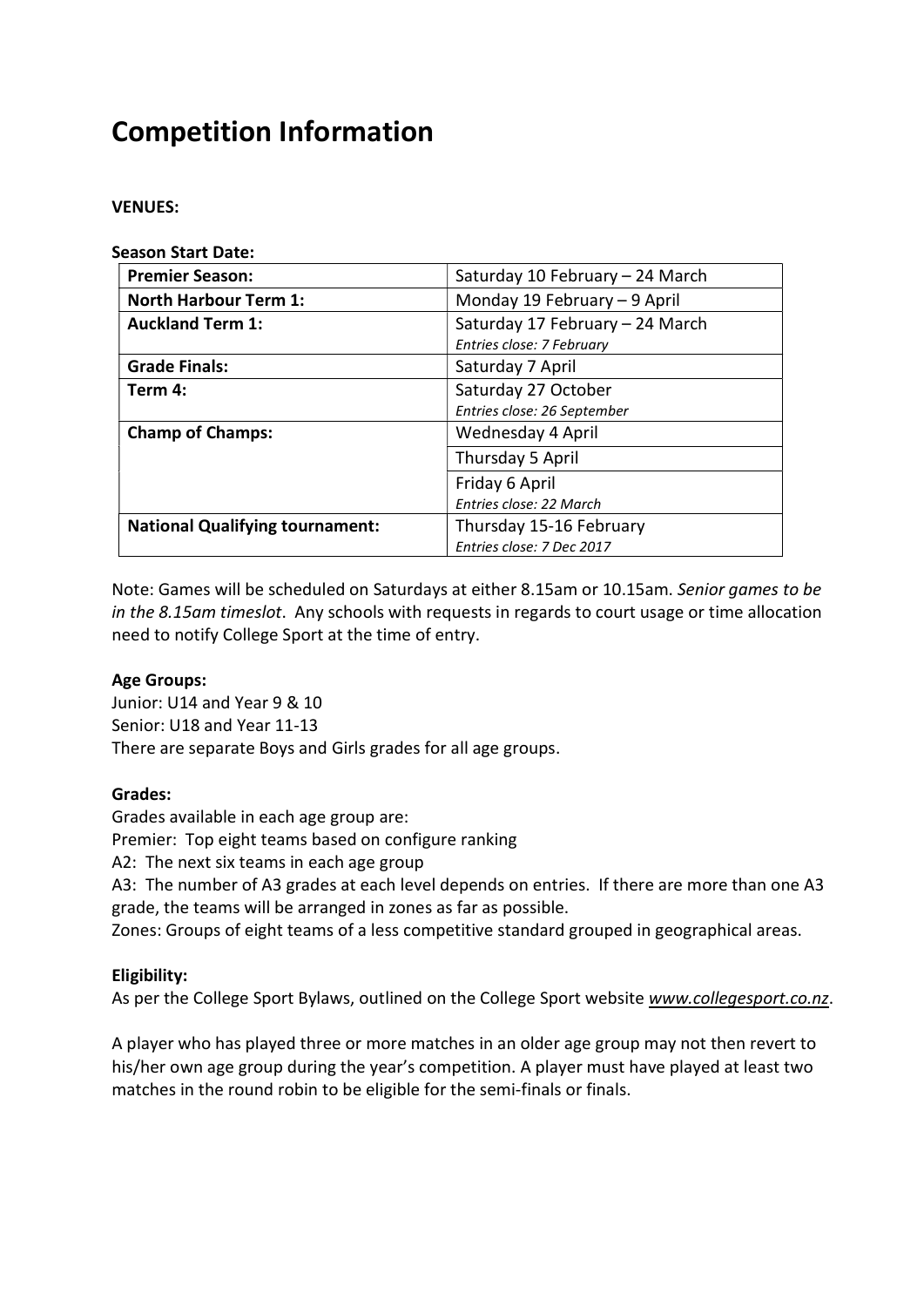# Competition Information

**VENUES:**

**Season Start Date:**

| | |
|---|---|
| **Premier Season:** | Saturday 10 February – 24 March |
| **North Harbour Term 1:** | Monday 19 February – 9 April |
| **Auckland Term 1:** | Saturday 17 February – 24 March<br>*Entries close: 7 February* |
| **Grade Finals:** | Saturday 7 April |
| **Term 4:** | Saturday 27 October<br>*Entries close: 26 September* |
| **Champ of Champs:** | Wednesday 4 April |
| | Thursday 5 April |
| | Friday 6 April<br>*Entries close: 22 March* |
| **National Qualifying tournament:** | Thursday 15-16 February<br>*Entries close: 7 Dec 2017* |

Note: Games will be scheduled on Saturdays at either 8.15am or 10.15am. *Senior games to be in the 8.15am timeslot*. Any schools with requests in regards to court usage or time allocation need to notify College Sport at the time of entry.

**Age Groups:**

Junior: U14 and Year 9 & 10
Senior: U18 and Year 11-13
There are separate Boys and Girls grades for all age groups.

**Grades:**

Grades available in each age group are:
Premier: Top eight teams based on configure ranking
A2: The next six teams in each age group
A3: The number of A3 grades at each level depends on entries. If there are more than one A3 grade, the teams will be arranged in zones as far as possible.
Zones: Groups of eight teams of a less competitive standard grouped in geographical areas.

**Eligibility:**

As per the College Sport Bylaws, outlined on the College Sport website *www.collegesport.co.nz*.

A player who has played three or more matches in an older age group may not then revert to his/her own age group during the year's competition. A player must have played at least two matches in the round robin to be eligible for the semi-finals or finals.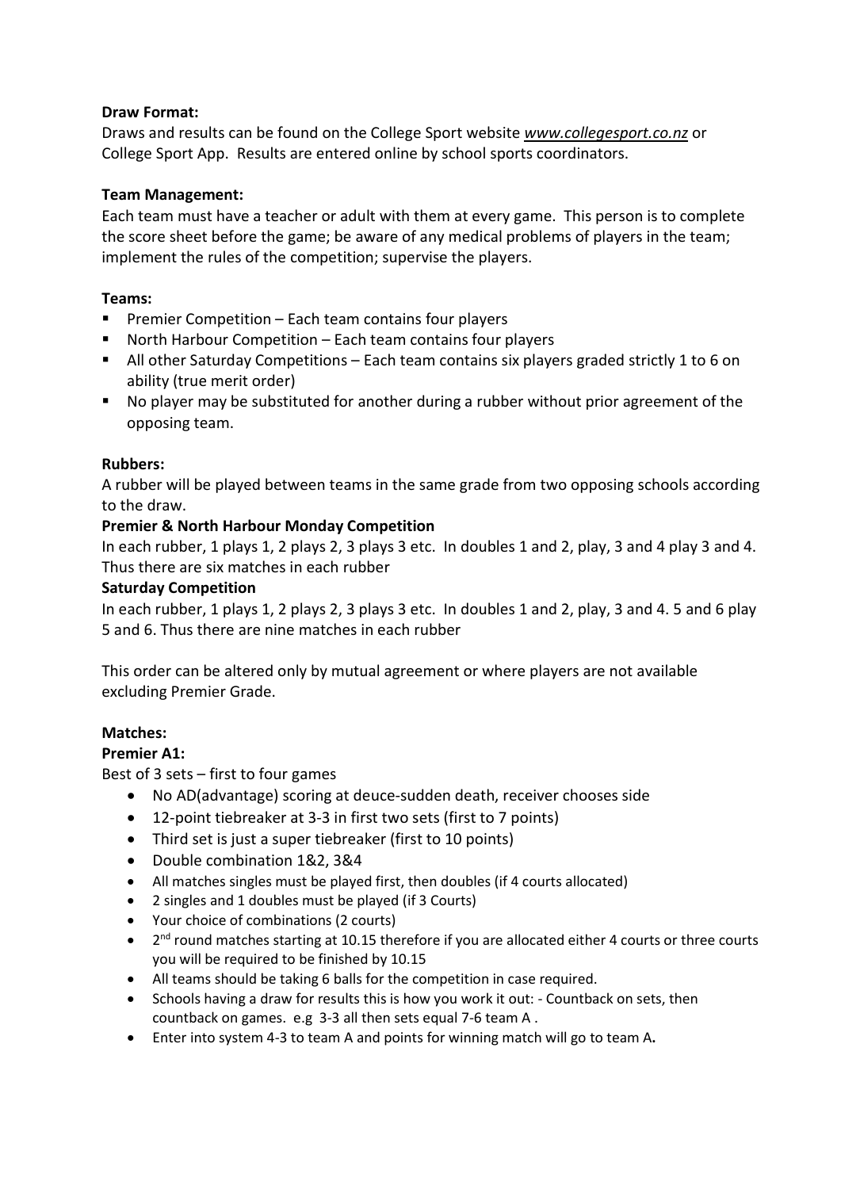**Draw Format:**

Draws and results can be found on the College Sport website *www.collegesport.co.nz* or College Sport App. Results are entered online by school sports coordinators.

**Team Management:**

Each team must have a teacher or adult with them at every game. This person is to complete the score sheet before the game; be aware of any medical problems of players in the team; implement the rules of the competition; supervise the players.

**Teams:**

- Premier Competition – Each team contains four players
- North Harbour Competition – Each team contains four players
- All other Saturday Competitions – Each team contains six players graded strictly 1 to 6 on ability (true merit order)
- No player may be substituted for another during a rubber without prior agreement of the opposing team.

**Rubbers:**

A rubber will be played between teams in the same grade from two opposing schools according to the draw.

**Premier & North Harbour Monday Competition**

In each rubber, 1 plays 1, 2 plays 2, 3 plays 3 etc. In doubles 1 and 2, play, 3 and 4 play 3 and 4. Thus there are six matches in each rubber

**Saturday Competition**

In each rubber, 1 plays 1, 2 plays 2, 3 plays 3 etc. In doubles 1 and 2, play, 3 and 4. 5 and 6 play 5 and 6. Thus there are nine matches in each rubber

This order can be altered only by mutual agreement or where players are not available excluding Premier Grade.

**Matches:**

**Premier A1:**

Best of 3 sets – first to four games

- No AD(advantage) scoring at deuce-sudden death, receiver chooses side
- 12-point tiebreaker at 3-3 in first two sets (first to 7 points)
- Third set is just a super tiebreaker (first to 10 points)
- Double combination 1&2, 3&4
- All matches singles must be played first, then doubles (if 4 courts allocated)
- 2 singles and 1 doubles must be played (if 3 Courts)
- Your choice of combinations (2 courts)
- 2nd round matches starting at 10.15 therefore if you are allocated either 4 courts or three courts you will be required to be finished by 10.15
- All teams should be taking 6 balls for the competition in case required.
- Schools having a draw for results this is how you work it out: - Countback on sets, then countback on games. e.g 3-3 all then sets equal 7-6 team A .
- Enter into system 4-3 to team A and points for winning match will go to team A**.**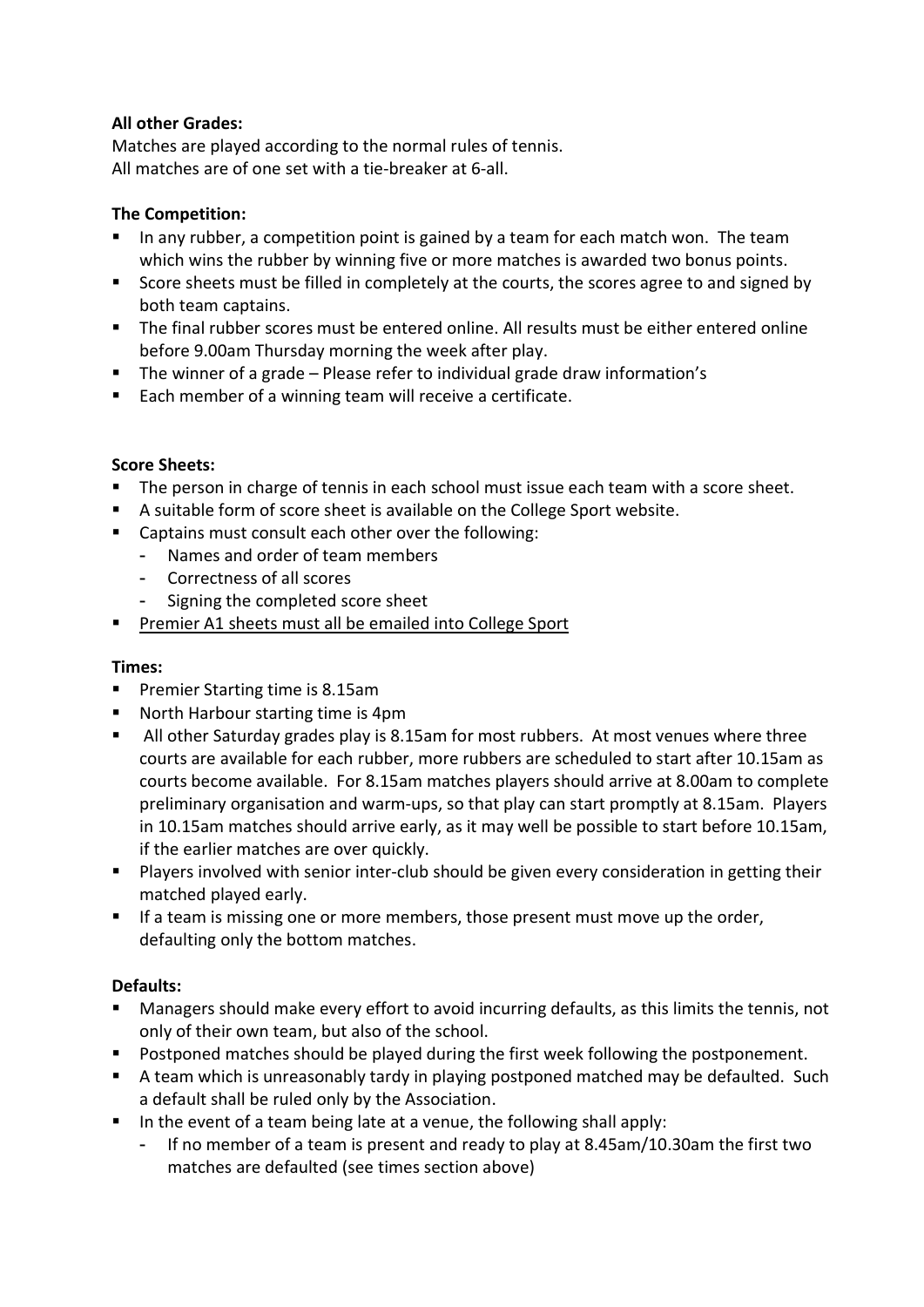**All other Grades:**

Matches are played according to the normal rules of tennis.
All matches are of one set with a tie-breaker at 6-all.

**The Competition:**

- In any rubber, a competition point is gained by a team for each match won. The team which wins the rubber by winning five or more matches is awarded two bonus points.
- Score sheets must be filled in completely at the courts, the scores agree to and signed by both team captains.
- The final rubber scores must be entered online. All results must be either entered online before 9.00am Thursday morning the week after play.
- The winner of a grade – Please refer to individual grade draw information's
- Each member of a winning team will receive a certificate.

**Score Sheets:**

- The person in charge of tennis in each school must issue each team with a score sheet.
- A suitable form of score sheet is available on the College Sport website.
- Captains must consult each other over the following:
  - Names and order of team members
  - Correctness of all scores
  - Signing the completed score sheet
- <u>Premier A1 sheets must all be emailed into College Sport</u>

**Times:**

- Premier Starting time is 8.15am
- North Harbour starting time is 4pm
- All other Saturday grades play is 8.15am for most rubbers. At most venues where three courts are available for each rubber, more rubbers are scheduled to start after 10.15am as courts become available. For 8.15am matches players should arrive at 8.00am to complete preliminary organisation and warm-ups, so that play can start promptly at 8.15am. Players in 10.15am matches should arrive early, as it may well be possible to start before 10.15am, if the earlier matches are over quickly.
- Players involved with senior inter-club should be given every consideration in getting their matched played early.
- If a team is missing one or more members, those present must move up the order, defaulting only the bottom matches.

**Defaults:**

- Managers should make every effort to avoid incurring defaults, as this limits the tennis, not only of their own team, but also of the school.
- Postponed matches should be played during the first week following the postponement.
- A team which is unreasonably tardy in playing postponed matched may be defaulted. Such a default shall be ruled only by the Association.
- In the event of a team being late at a venue, the following shall apply:
  - If no member of a team is present and ready to play at 8.45am/10.30am the first two matches are defaulted (see times section above)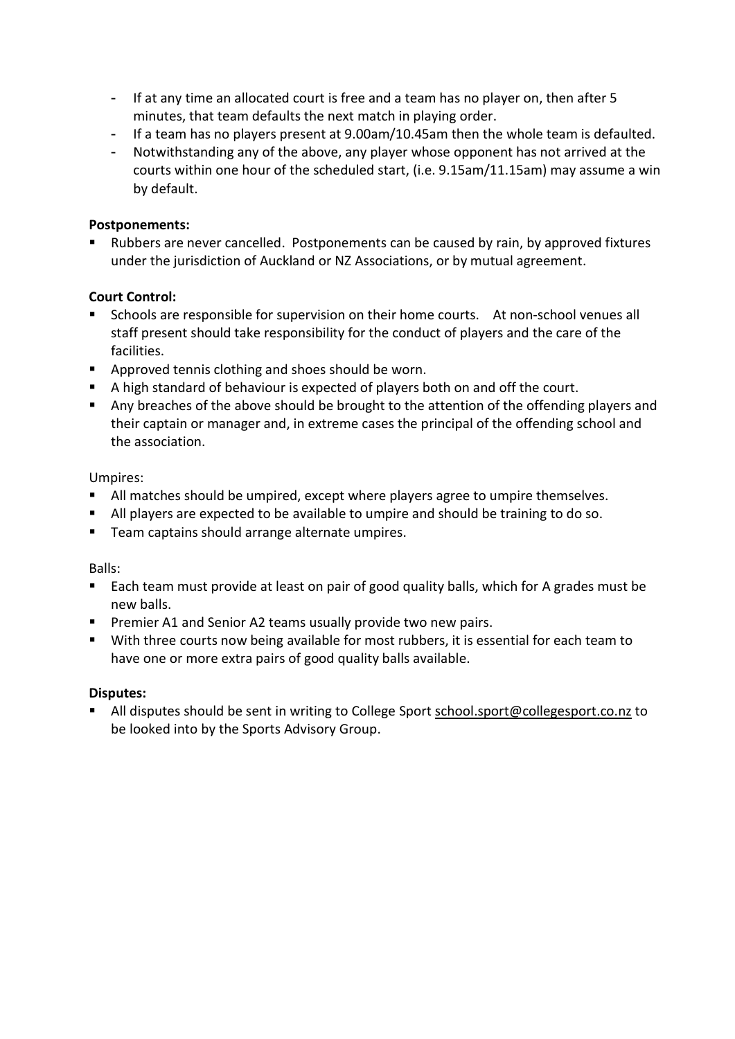- If at any time an allocated court is free and a team has no player on, then after 5 minutes, that team defaults the next match in playing order.
- If a team has no players present at 9.00am/10.45am then the whole team is defaulted.
- Notwithstanding any of the above, any player whose opponent has not arrived at the courts within one hour of the scheduled start, (i.e. 9.15am/11.15am) may assume a win by default.

**Postponements:**

- Rubbers are never cancelled. Postponements can be caused by rain, by approved fixtures under the jurisdiction of Auckland or NZ Associations, or by mutual agreement.

**Court Control:**

- Schools are responsible for supervision on their home courts. At non-school venues all staff present should take responsibility for the conduct of players and the care of the facilities.
- Approved tennis clothing and shoes should be worn.
- A high standard of behaviour is expected of players both on and off the court.
- Any breaches of the above should be brought to the attention of the offending players and their captain or manager and, in extreme cases the principal of the offending school and the association.

Umpires:

- All matches should be umpired, except where players agree to umpire themselves.
- All players are expected to be available to umpire and should be training to do so.
- Team captains should arrange alternate umpires.

Balls:

- Each team must provide at least on pair of good quality balls, which for A grades must be new balls.
- Premier A1 and Senior A2 teams usually provide two new pairs.
- With three courts now being available for most rubbers, it is essential for each team to have one or more extra pairs of good quality balls available.

**Disputes:**

- All disputes should be sent in writing to College Sport school.sport@collegesport.co.nz to be looked into by the Sports Advisory Group.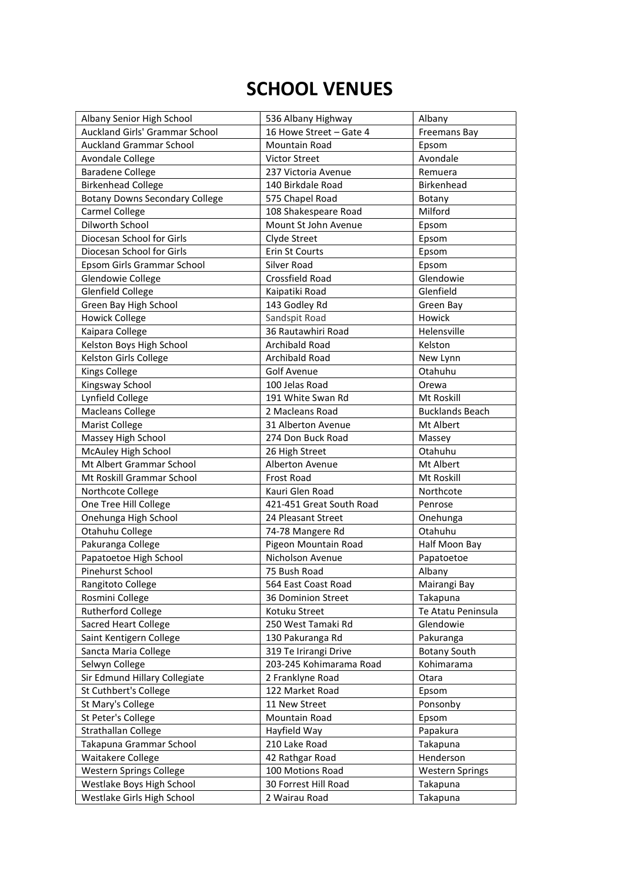# SCHOOL VENUES

| | | |
|---|---|---|
| Albany Senior High School | 536 Albany Highway | Albany |
| Auckland Girls' Grammar School | 16 Howe Street – Gate 4 | Freemans Bay |
| Auckland Grammar School | Mountain Road | Epsom |
| Avondale College | Victor Street | Avondale |
| Baradene College | 237 Victoria Avenue | Remuera |
| Birkenhead College | 140 Birkdale Road | Birkenhead |
| Botany Downs Secondary College | 575 Chapel Road | Botany |
| Carmel College | 108 Shakespeare Road | Milford |
| Dilworth School | Mount St John Avenue | Epsom |
| Diocesan School for Girls | Clyde Street | Epsom |
| Diocesan School for Girls | Erin St Courts | Epsom |
| Epsom Girls Grammar School | Silver Road | Epsom |
| Glendowie College | Crossfield Road | Glendowie |
| Glenfield College | Kaipatiki Road | Glenfield |
| Green Bay High School | 143 Godley Rd | Green Bay |
| Howick College | Sandspit Road | Howick |
| Kaipara College | 36 Rautawhiri Road | Helensville |
| Kelston Boys High School | Archibald Road | Kelston |
| Kelston Girls College | Archibald Road | New Lynn |
| Kings College | Golf Avenue | Otahuhu |
| Kingsway School | 100 Jelas Road | Orewa |
| Lynfield College | 191 White Swan Rd | Mt Roskill |
| Macleans College | 2 Macleans Road | Bucklands Beach |
| Marist College | 31 Alberton Avenue | Mt Albert |
| Massey High School | 274 Don Buck Road | Massey |
| McAuley High School | 26 High Street | Otahuhu |
| Mt Albert Grammar School | Alberton Avenue | Mt Albert |
| Mt Roskill Grammar School | Frost Road | Mt Roskill |
| Northcote College | Kauri Glen Road | Northcote |
| One Tree Hill College | 421-451 Great South Road | Penrose |
| Onehunga High School | 24 Pleasant Street | Onehunga |
| Otahuhu College | 74-78 Mangere Rd | Otahuhu |
| Pakuranga College | Pigeon Mountain Road | Half Moon Bay |
| Papatoetoe High School | Nicholson Avenue | Papatoetoe |
| Pinehurst School | 75 Bush Road | Albany |
| Rangitoto College | 564 East Coast Road | Mairangi Bay |
| Rosmini College | 36 Dominion Street | Takapuna |
| Rutherford College | Kotuku Street | Te Atatu Peninsula |
| Sacred Heart College | 250 West Tamaki Rd | Glendowie |
| Saint Kentigern College | 130 Pakuranga Rd | Pakuranga |
| Sancta Maria College | 319 Te Irirangi Drive | Botany South |
| Selwyn College | 203-245 Kohimarama Road | Kohimarama |
| Sir Edmund Hillary Collegiate | 2 Franklyne Road | Otara |
| St Cuthbert's College | 122 Market Road | Epsom |
| St Mary's College | 11 New Street | Ponsonby |
| St Peter's College | Mountain Road | Epsom |
| Strathallan College | Hayfield Way | Papakura |
| Takapuna Grammar School | 210 Lake Road | Takapuna |
| Waitakere College | 42 Rathgar Road | Henderson |
| Western Springs College | 100 Motions Road | Western Springs |
| Westlake Boys High School | 30 Forrest Hill Road | Takapuna |
| Westlake Girls High School | 2 Wairau Road | Takapuna |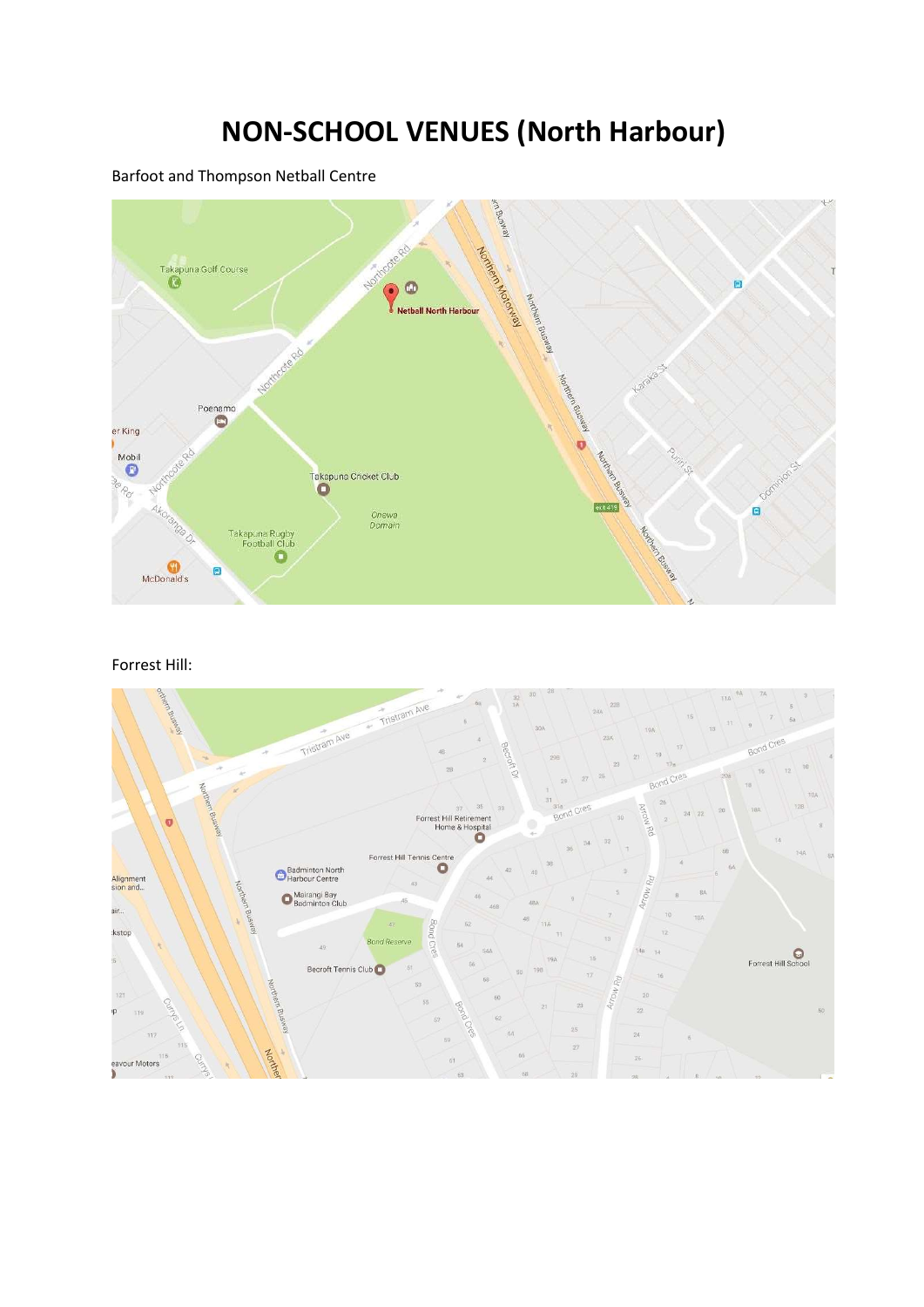# NON-SCHOOL VENUES (North Harbour)

Barfoot and Thompson Netball Centre

Forrest Hill: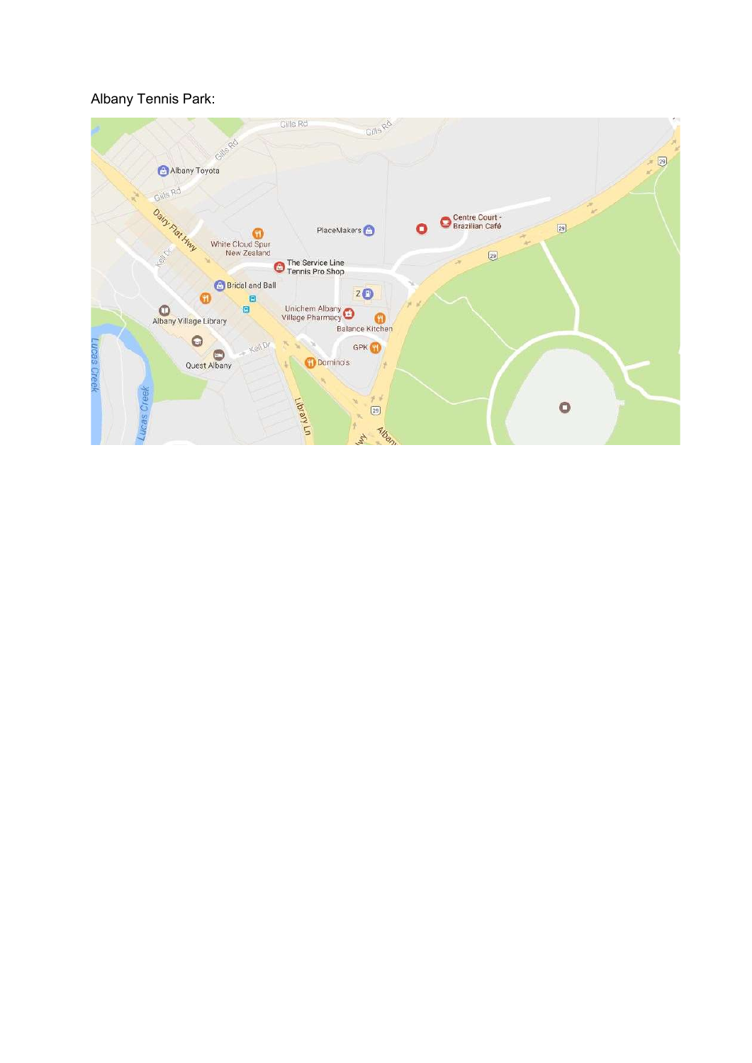Albany Tennis Park:

Gills Rd

Gills Rd

Gills Rd

Albany Toyota

Gills Rd

Dairy Flat Hwy

Kell Dr

White Cloud Spur New Zealand

PlaceMakers

Centre Court - Brazilian Café

29

29

29

The Service Line Tennis Pro Shop

Bridal and Ball

Z

Unichem Albany Village Pharmacy

Albany Village Library

Balance Kitchen

GPK

Kell Dr

Quest Albany

Domino's

Lucas Creek

Lucas Creek

Library Ln

29

Hwy

Albany